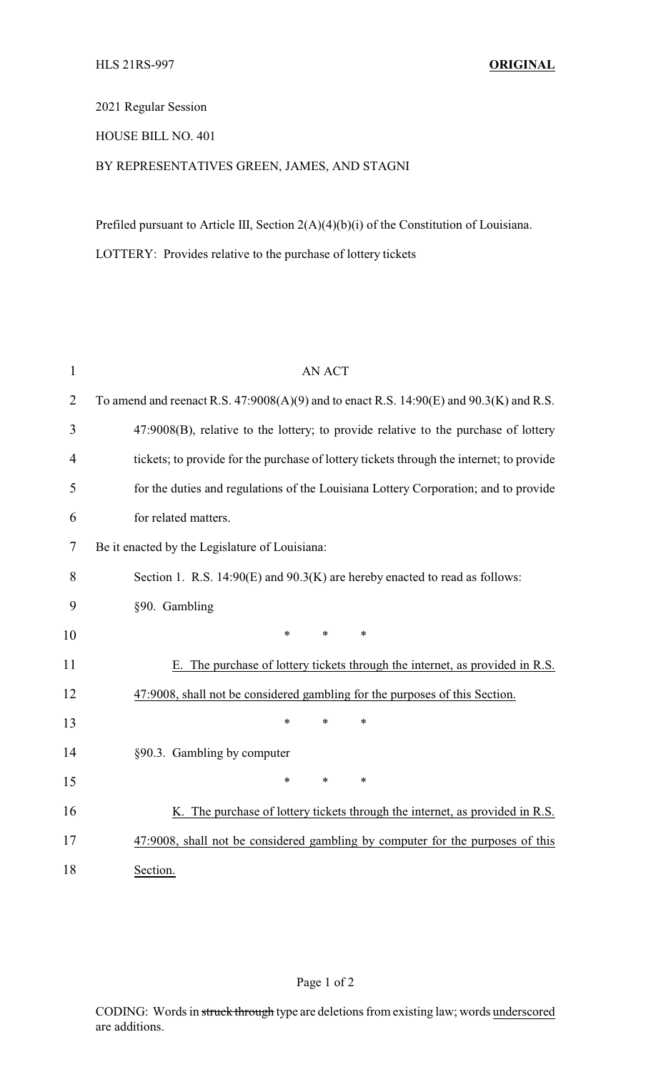HLS 21RS-997 **ORIGINAL**

2021 Regular Session

HOUSE BILL NO. 401

BY REPRESENTATIVES GREEN, JAMES, AND STAGNI

Prefiled pursuant to Article III, Section 2(A)(4)(b)(i) of the Constitution of Louisiana.

LOTTERY: Provides relative to the purchase of lottery tickets

1 AN ACT

2 To amend and reenact R.S. 47:9008(A)(9) and to enact R.S. 14:90(E) and 90.3(K) and R.S.
3 47:9008(B), relative to the lottery; to provide relative to the purchase of lottery
4 tickets; to provide for the purchase of lottery tickets through the internet; to provide
5 for the duties and regulations of the Louisiana Lottery Corporation; and to provide
6 for related matters.

7 Be it enacted by the Legislature of Louisiana:

8 Section 1. R.S. 14:90(E) and 90.3(K) are hereby enacted to read as follows:

9 §90. Gambling

10 * * *

11 <u>E. The purchase of lottery tickets through the internet, as provided in R.S.</u>
12 <u>47:9008, shall not be considered gambling for the purposes of this Section.</u>

13 * * *

14 §90.3. Gambling by computer

15 * * *

16 <u>K. The purchase of lottery tickets through the internet, as provided in R.S.</u>
17 <u>47:9008, shall not be considered gambling by computer for the purposes of this</u>
18 <u>Section.</u>

CODING: Words in ~~struck through~~ type are deletions from existing law; words <u>underscored</u> are additions.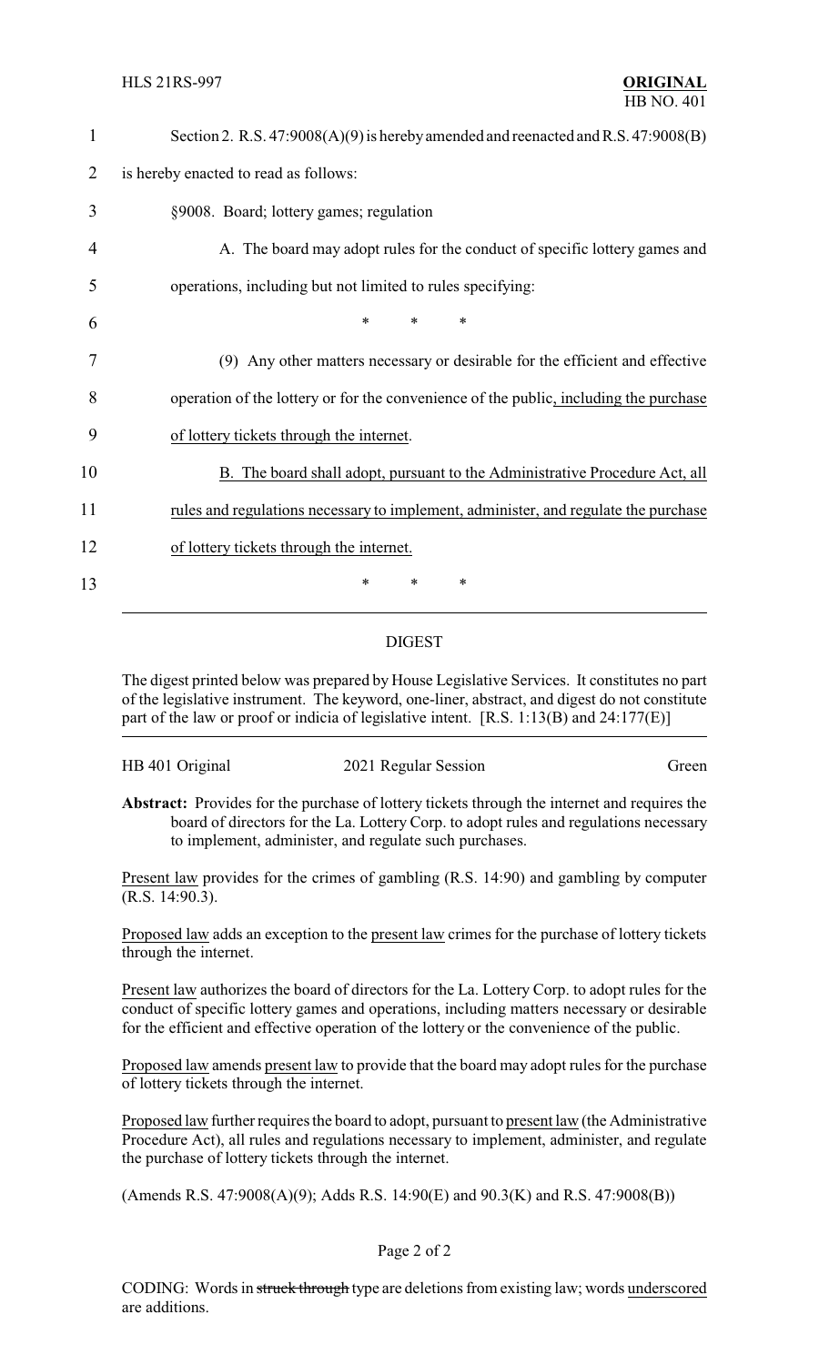Section 2. R.S. 47:9008(A)(9) is hereby amended and reenacted and R.S. 47:9008(B) is hereby enacted to read as follows:

§9008. Board; lottery games; regulation

A. The board may adopt rules for the conduct of specific lottery games and operations, including but not limited to rules specifying:

\* \* \*

(9) Any other matters necessary or desirable for the efficient and effective operation of the lottery or for the convenience of the public, including the purchase of lottery tickets through the internet.

B. The board shall adopt, pursuant to the Administrative Procedure Act, all rules and regulations necessary to implement, administer, and regulate the purchase of lottery tickets through the internet.

\* \* \*

## DIGEST

The digest printed below was prepared by House Legislative Services. It constitutes no part of the legislative instrument. The keyword, one-liner, abstract, and digest do not constitute part of the law or proof or indicia of legislative intent. [R.S. 1:13(B) and 24:177(E)]

| HB 401 Original | 2021 Regular Session | Green |
|---|---|---|

**Abstract:** Provides for the purchase of lottery tickets through the internet and requires the board of directors for the La. Lottery Corp. to adopt rules and regulations necessary to implement, administer, and regulate such purchases.

Present law provides for the crimes of gambling (R.S. 14:90) and gambling by computer (R.S. 14:90.3).

Proposed law adds an exception to the present law crimes for the purchase of lottery tickets through the internet.

Present law authorizes the board of directors for the La. Lottery Corp. to adopt rules for the conduct of specific lottery games and operations, including matters necessary or desirable for the efficient and effective operation of the lottery or the convenience of the public.

Proposed law amends present law to provide that the board may adopt rules for the purchase of lottery tickets through the internet.

Proposed law further requires the board to adopt, pursuant to present law (the Administrative Procedure Act), all rules and regulations necessary to implement, administer, and regulate the purchase of lottery tickets through the internet.

(Amends R.S. 47:9008(A)(9); Adds R.S. 14:90(E) and 90.3(K) and R.S. 47:9008(B))

CODING: Words in ~~struck through~~ type are deletions from existing law; words underscored are additions.